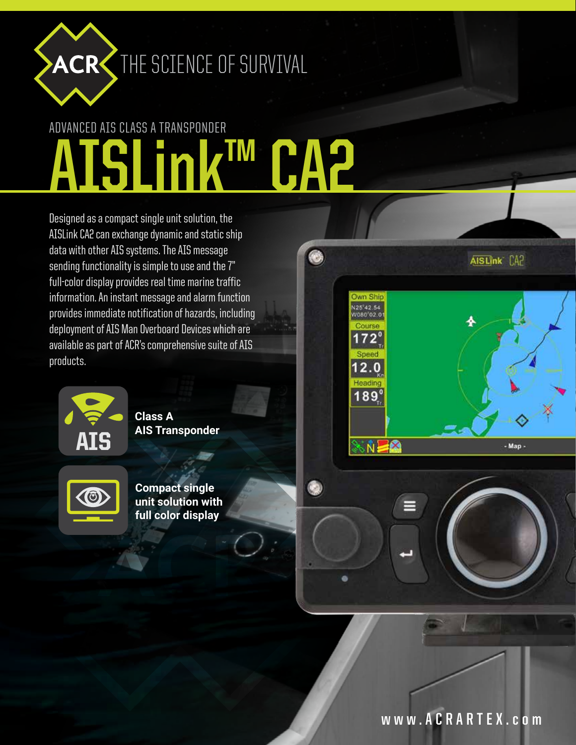ACR THE SCIENCE OF SURVIVAL

ADVANCED AIS CLASS A TRANSPONDER

# AISLink™ CA2

Designed as a compact single unit solution, the AISLink CA2 can exchange dynamic and static ship data with other AIS systems. The AIS message sending functionality is simple to use and the 7" full-color display provides real time marine traffic information. An instant message and alarm function provides immediate notification of hazards, including deployment of AIS Man Overboard Devices which are available as part of ACR's comprehensive suite of AIS products.

**Class A AIS Transponder**

**Compact single unit solution with full color display**

www.ACRARTEX.com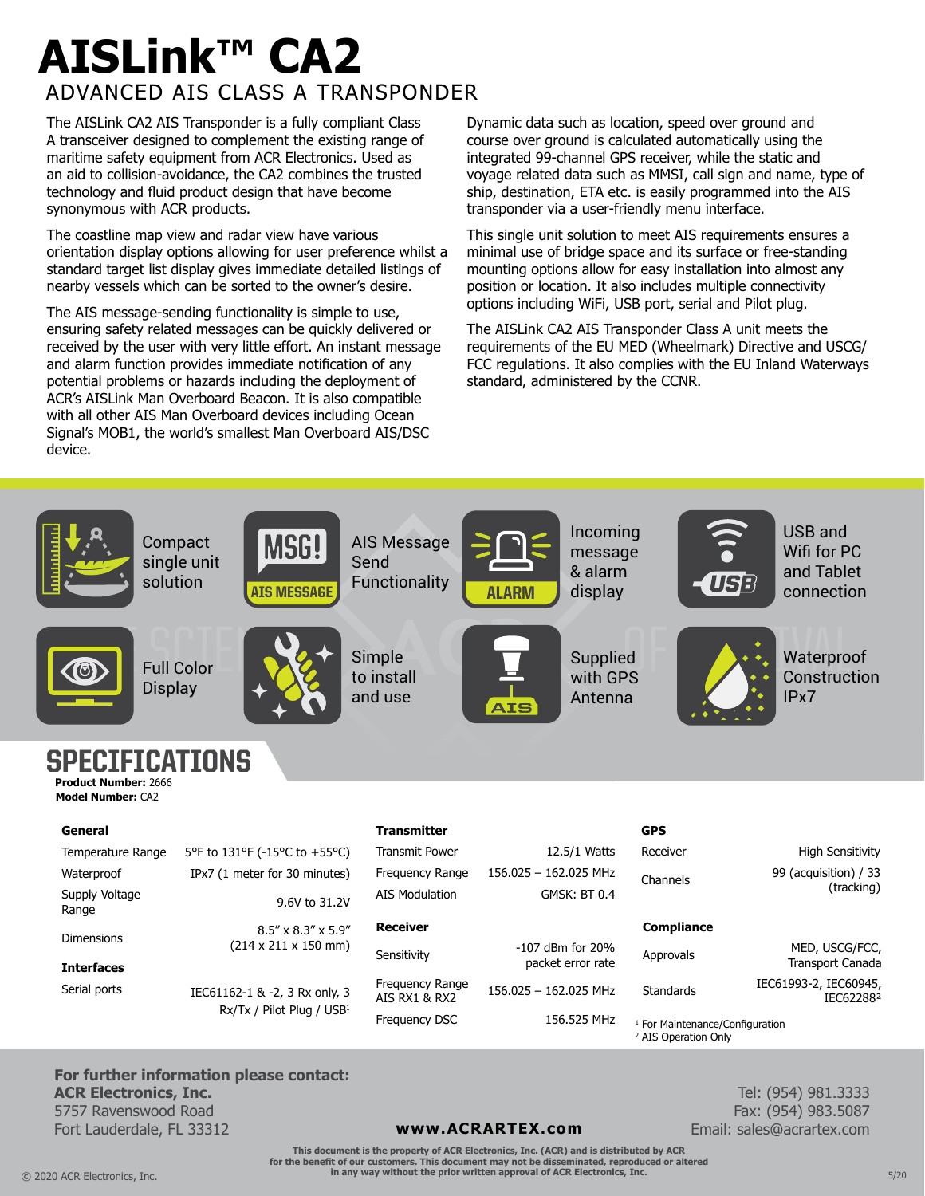# AISLink™ CA2

## ADVANCED AIS CLASS A TRANSPONDER

The AISLink CA2 AIS Transponder is a fully compliant Class A transceiver designed to complement the existing range of maritime safety equipment from ACR Electronics. Used as an aid to collision-avoidance, the CA2 combines the trusted technology and fluid product design that have become synonymous with ACR products.

The coastline map view and radar view have various orientation display options allowing for user preference whilst a standard target list display gives immediate detailed listings of nearby vessels which can be sorted to the owner's desire.

The AIS message-sending functionality is simple to use, ensuring safety related messages can be quickly delivered or received by the user with very little effort. An instant message and alarm function provides immediate notification of any potential problems or hazards including the deployment of ACR's AISLink Man Overboard Beacon. It is also compatible with all other AIS Man Overboard devices including Ocean Signal's MOB1, the world's smallest Man Overboard AIS/DSC device.

Dynamic data such as location, speed over ground and course over ground is calculated automatically using the integrated 99-channel GPS receiver, while the static and voyage related data such as MMSI, call sign and name, type of ship, destination, ETA etc. is easily programmed into the AIS transponder via a user-friendly menu interface.

This single unit solution to meet AIS requirements ensures a minimal use of bridge space and its surface or free-standing mounting options allow for easy installation into almost any position or location. It also includes multiple connectivity options including WiFi, USB port, serial and Pilot plug.

The AISLink CA2 AIS Transponder Class A unit meets the requirements of the EU MED (Wheelmark) Directive and USCG/ FCC regulations. It also complies with the EU Inland Waterways standard, administered by the CCNR.

- Compact single unit solution
- AIS Message Send Functionality
- Incoming message & alarm display
- USB and Wifi for PC and Tablet connection
- Full Color Display
- Simple to install and use
- Supplied with GPS Antenna
- Waterproof Construction IPx7

## SPECIFICATIONS

**Product Number:** 2666
**Model Number:** CA2

| General | |
|---|---|
| Temperature Range | 5°F to 131°F (-15°C to +55°C) |
| Waterproof | IPx7 (1 meter for 30 minutes) |
| Supply Voltage Range | 9.6V to 31.2V |
| Dimensions | 8.5" x 8.3" x 5.9" (214 x 211 x 150 mm) |
| **Interfaces** | |
| Serial ports | IEC61162-1 & -2, 3 Rx only, 3 Rx/Tx / Pilot Plug / USB[1] |

| Transmitter | |
|---|---|
| Transmit Power | 12.5/1 Watts |
| Frequency Range | 156.025 – 162.025 MHz |
| AIS Modulation | GMSK: BT 0.4 |
| **Receiver** | |
| Sensitivity | -107 dBm for 20% packet error rate |
| Frequency Range AIS RX1 & RX2 | 156.025 – 162.025 MHz |
| Frequency DSC | 156.525 MHz |

| GPS | |
|---|---|
| Receiver | High Sensitivity |
| Channels | 99 (acquisition) / 33 (tracking) |
| **Compliance** | |
| Approvals | MED, USCG/FCC, Transport Canada |
| Standards | IEC61993-2, IEC60945, IEC62288[2] |

[1] For Maintenance/Configuration
[2] AIS Operation Only

**For further information please contact:**
**ACR Electronics, Inc.**
5757 Ravenswood Road
Fort Lauderdale, FL 33312

**www.ACRARTEX.com**

Tel: (954) 981.3333
Fax: (954) 983.5087
Email: sales@acrartex.com

This document is the property of ACR Electronics, Inc. (ACR) and is distributed by ACR for the benefit of our customers. This document may not be disseminated, reproduced or altered in any way without the prior written approval of ACR Electronics, Inc.

© 2020 ACR Electronics, Inc.

5/20